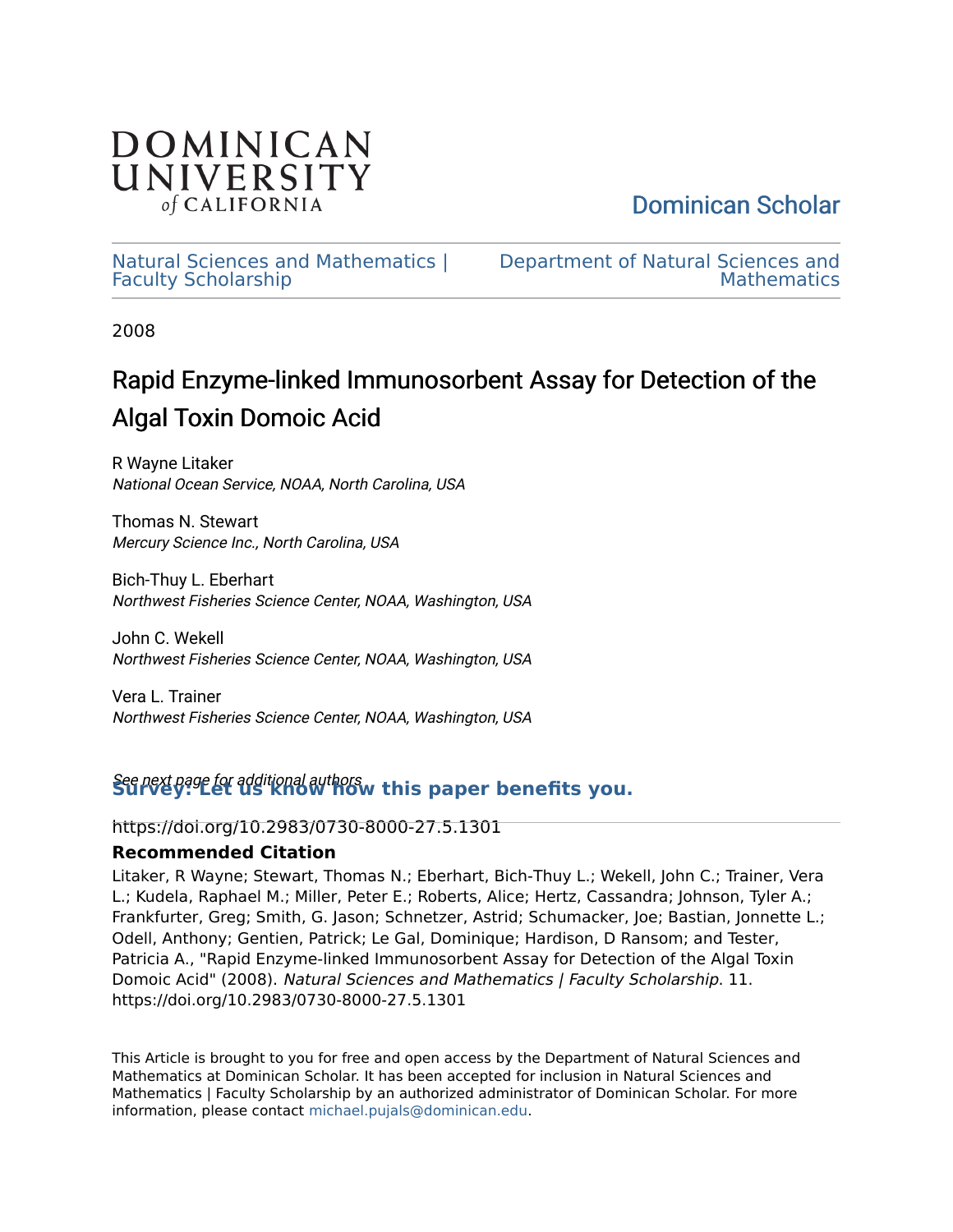DOMINICAN UNIVERSITY of CALIFORNIA

Dominican Scholar

Natural Sciences and Mathematics | Faculty Scholarship

Department of Natural Sciences and Mathematics

2008

# Rapid Enzyme-linked Immunosorbent Assay for Detection of the Algal Toxin Domoic Acid

R Wayne Litaker
*National Ocean Service, NOAA, North Carolina, USA*

Thomas N. Stewart
*Mercury Science Inc., North Carolina, USA*

Bich-Thuy L. Eberhart
*Northwest Fisheries Science Center, NOAA, Washington, USA*

John C. Wekell
*Northwest Fisheries Science Center, NOAA, Washington, USA*

Vera L. Trainer
*Northwest Fisheries Science Center, NOAA, Washington, USA*

*See next page for additional authors*

**Survey: Let us know how this paper benefits you.**

https://doi.org/10.2983/0730-8000-27.5.1301

**Recommended Citation**

Litaker, R Wayne; Stewart, Thomas N.; Eberhart, Bich-Thuy L.; Wekell, John C.; Trainer, Vera L.; Kudela, Raphael M.; Miller, Peter E.; Roberts, Alice; Hertz, Cassandra; Johnson, Tyler A.; Frankfurter, Greg; Smith, G. Jason; Schnetzer, Astrid; Schumacker, Joe; Bastian, Jonnette L.; Odell, Anthony; Gentien, Patrick; Le Gal, Dominique; Hardison, D Ransom; and Tester, Patricia A., "Rapid Enzyme-linked Immunosorbent Assay for Detection of the Algal Toxin Domoic Acid" (2008). *Natural Sciences and Mathematics | Faculty Scholarship*. 11.
https://doi.org/10.2983/0730-8000-27.5.1301

This Article is brought to you for free and open access by the Department of Natural Sciences and Mathematics at Dominican Scholar. It has been accepted for inclusion in Natural Sciences and Mathematics | Faculty Scholarship by an authorized administrator of Dominican Scholar. For more information, please contact michael.pujals@dominican.edu.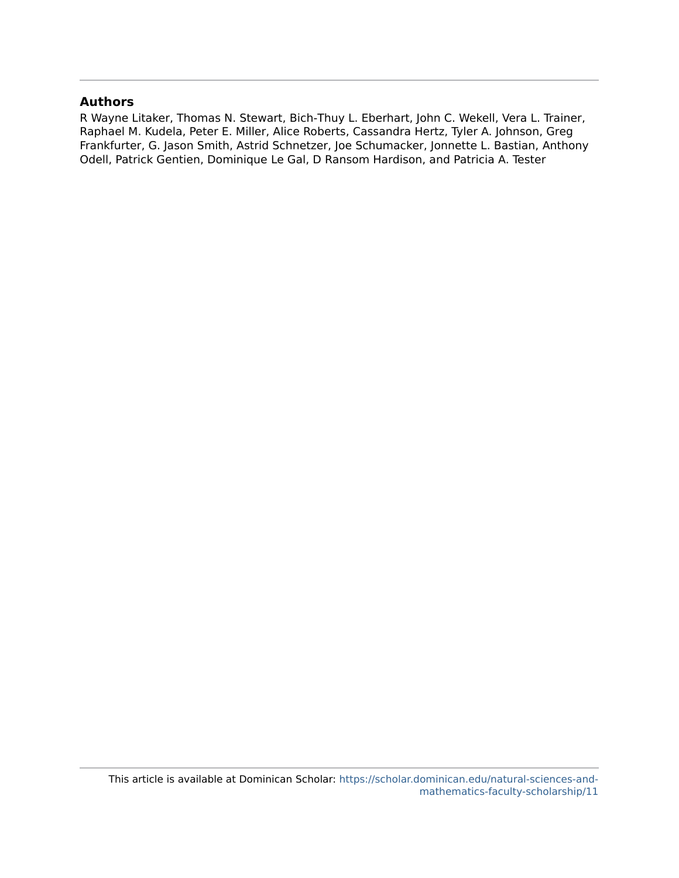## Authors

R Wayne Litaker, Thomas N. Stewart, Bich-Thuy L. Eberhart, John C. Wekell, Vera L. Trainer, Raphael M. Kudela, Peter E. Miller, Alice Roberts, Cassandra Hertz, Tyler A. Johnson, Greg Frankfurter, G. Jason Smith, Astrid Schnetzer, Joe Schumacker, Jonnette L. Bastian, Anthony Odell, Patrick Gentien, Dominique Le Gal, D Ransom Hardison, and Patricia A. Tester

This article is available at Dominican Scholar: https://scholar.dominican.edu/natural-sciences-and-mathematics-faculty-scholarship/11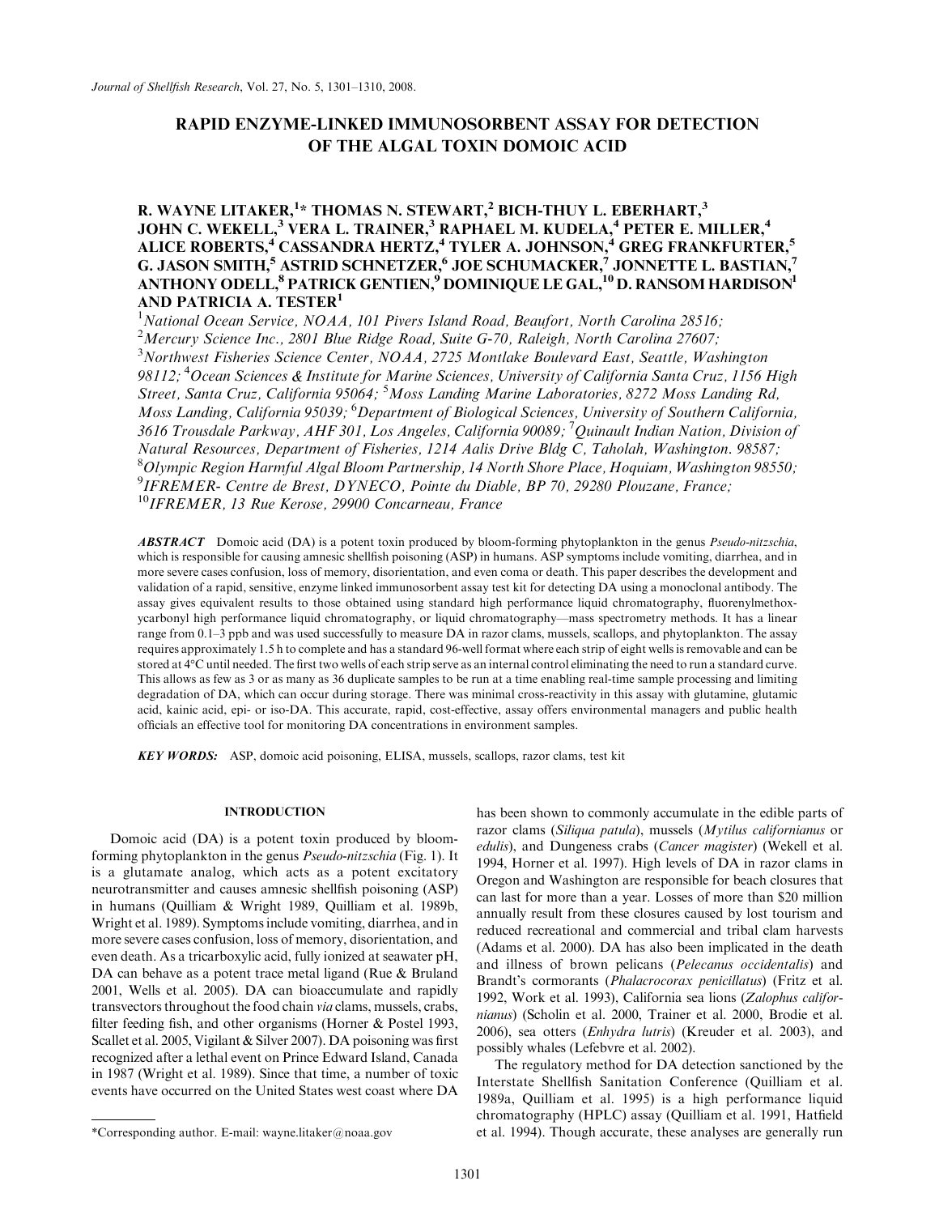# RAPID ENZYME-LINKED IMMUNOSORBENT ASSAY FOR DETECTION OF THE ALGAL TOXIN DOMOIC ACID

**R. WAYNE LITAKER,[1]* THOMAS N. STEWART,[2] BICH-THUY L. EBERHART,[3] JOHN C. WEKELL,[3] VERA L. TRAINER,[3] RAPHAEL M. KUDELA,[4] PETER E. MILLER,[4] ALICE ROBERTS,[4] CASSANDRA HERTZ,[4] TYLER A. JOHNSON,[4] GREG FRANKFURTER,[5] G. JASON SMITH,[5] ASTRID SCHNETZER,[6] JOE SCHUMACKER,[7] JONNETTE L. BASTIAN,[7] ANTHONY ODELL,[8] PATRICK GENTIEN,[9] DOMINIQUE LE GAL,[10] D. RANSOM HARDISON[1] AND PATRICIA A. TESTER[1]**

[1]*National Ocean Service, NOAA, 101 Pivers Island Road, Beaufort, North Carolina 28516;* [2]*Mercury Science Inc., 2801 Blue Ridge Road, Suite G-70, Raleigh, North Carolina 27607;* [3]*Northwest Fisheries Science Center, NOAA, 2725 Montlake Boulevard East, Seattle, Washington 98112;* [4]*Ocean Sciences & Institute for Marine Sciences, University of California Santa Cruz, 1156 High Street, Santa Cruz, California 95064;* [5]*Moss Landing Marine Laboratories, 8272 Moss Landing Rd, Moss Landing, California 95039;* [6]*Department of Biological Sciences, University of Southern California, 3616 Trousdale Parkway, AHF 301, Los Angeles, California 90089;* [7]*Quinault Indian Nation, Division of Natural Resources, Department of Fisheries, 1214 Aalis Drive Bldg C, Taholah, Washington. 98587;* [8]*Olympic Region Harmful Algal Bloom Partnership, 14 North Shore Place, Hoquiam, Washington 98550;* [9]*IFREMER- Centre de Brest, DYNECO, Pointe du Diable, BP 70, 29280 Plouzane, France;* [10]*IFREMER, 13 Rue Kerose, 29900 Concarneau, France*

***ABSTRACT*** Domoic acid (DA) is a potent toxin produced by bloom-forming phytoplankton in the genus *Pseudo-nitzschia*, which is responsible for causing amnesic shellfish poisoning (ASP) in humans. ASP symptoms include vomiting, diarrhea, and in more severe cases confusion, loss of memory, disorientation, and even coma or death. This paper describes the development and validation of a rapid, sensitive, enzyme linked immunosorbent assay test kit for detecting DA using a monoclonal antibody. The assay gives equivalent results to those obtained using standard high performance liquid chromatography, fluorenylmethoxycarbonyl high performance liquid chromatography, or liquid chromatography—mass spectrometry methods. It has a linear range from 0.1–3 ppb and was used successfully to measure DA in razor clams, mussels, scallops, and phytoplankton. The assay requires approximately 1.5 h to complete and has a standard 96-well format where each strip of eight wells is removable and can be stored at 4°C until needed. The first two wells of each strip serve as an internal control eliminating the need to run a standard curve. This allows as few as 3 or as many as 36 duplicate samples to be run at a time enabling real-time sample processing and limiting degradation of DA, which can occur during storage. There was minimal cross-reactivity in this assay with glutamine, glutamic acid, kainic acid, epi- or iso-DA. This accurate, rapid, cost-effective, assay offers environmental managers and public health officials an effective tool for monitoring DA concentrations in environment samples.

***KEY WORDS:*** ASP, domoic acid poisoning, ELISA, mussels, scallops, razor clams, test kit

## INTRODUCTION

Domoic acid (DA) is a potent toxin produced by bloom-forming phytoplankton in the genus *Pseudo-nitzschia* (Fig. 1). It is a glutamate analog, which acts as a potent excitatory neurotransmitter and causes amnesic shellfish poisoning (ASP) in humans (Quilliam & Wright 1989, Quilliam et al. 1989b, Wright et al. 1989). Symptoms include vomiting, diarrhea, and in more severe cases confusion, loss of memory, disorientation, and even death. As a tricarboxylic acid, fully ionized at seawater pH, DA can behave as a potent trace metal ligand (Rue & Bruland 2001, Wells et al. 2005). DA can bioaccumulate and rapidly transvectors throughout the food chain *via* clams, mussels, crabs, filter feeding fish, and other organisms (Horner & Postel 1993, Scallet et al. 2005, Vigilant & Silver 2007). DA poisoning was first recognized after a lethal event on Prince Edward Island, Canada in 1987 (Wright et al. 1989). Since that time, a number of toxic events have occurred on the United States west coast where DA has been shown to commonly accumulate in the edible parts of razor clams (*Siliqua patula*), mussels (*Mytilus californianus* or *edulis*), and Dungeness crabs (*Cancer magister*) (Wekell et al. 1994, Horner et al. 1997). High levels of DA in razor clams in Oregon and Washington are responsible for beach closures that can last for more than a year. Losses of more than $20 million annually result from these closures caused by lost tourism and reduced recreational and commercial and tribal clam harvests (Adams et al. 2000). DA has also been implicated in the death and illness of brown pelicans (*Pelecanus occidentalis*) and Brandt's cormorants (*Phalacrocorax penicillatus*) (Fritz et al. 1992, Work et al. 1993), California sea lions (*Zalophus californianus*) (Scholin et al. 2000, Trainer et al. 2000, Brodie et al. 2006), sea otters (*Enhydra lutris*) (Kreuder et al. 2003), and possibly whales (Lefebvre et al. 2002).

The regulatory method for DA detection sanctioned by the Interstate Shellfish Sanitation Conference (Quilliam et al. 1989a, Quilliam et al. 1995) is a high performance liquid chromatography (HPLC) assay (Quilliam et al. 1991, Hatfield et al. 1994). Though accurate, these analyses are generally run

*Corresponding author. E-mail: wayne.litaker@noaa.gov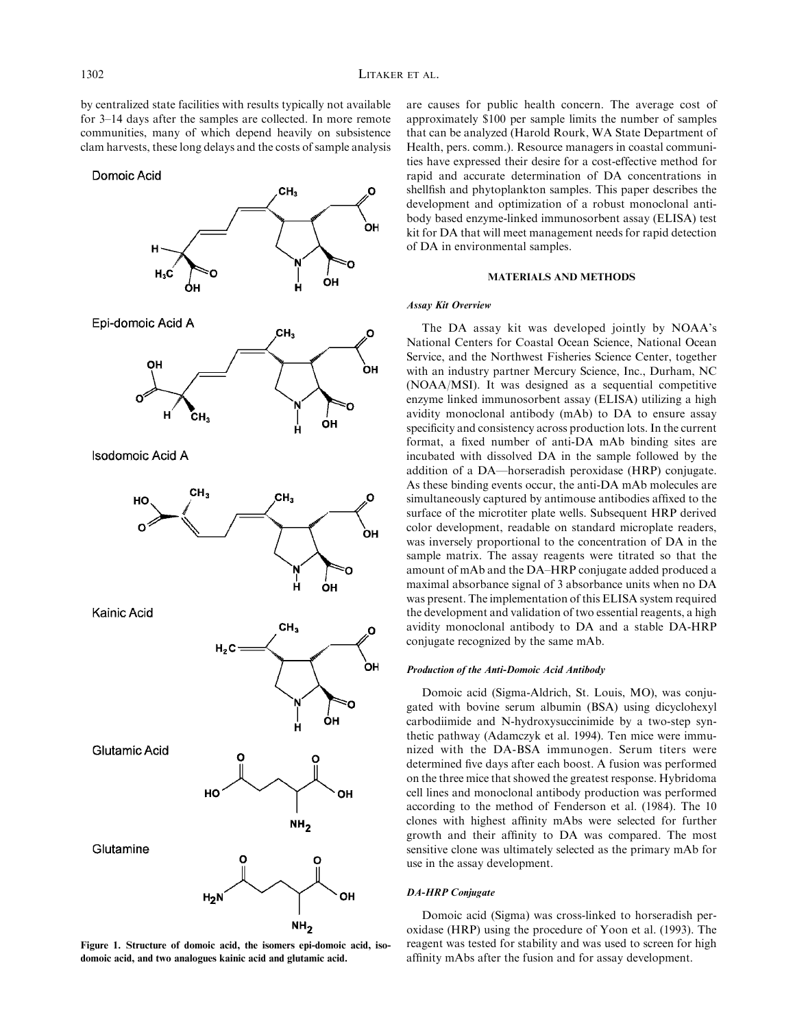by centralized state facilities with results typically not available for 3–14 days after the samples are collected. In more remote communities, many of which depend heavily on subsistence clam harvests, these long delays and the costs of sample analysis are causes for public health concern. The average cost of approximately $100 per sample limits the number of samples that can be analyzed (Harold Rourk, WA State Department of Health, pers. comm.). Resource managers in coastal communities have expressed their desire for a cost-effective method for rapid and accurate determination of DA concentrations in shellfish and phytoplankton samples. This paper describes the development and optimization of a robust monoclonal antibody based enzyme-linked immunosorbent assay (ELISA) test kit for DA that will meet management needs for rapid detection of DA in environmental samples.

**Figure 1. Structure of domoic acid, the isomers epi-domoic acid, isodomoic acid, and two analogues kainic acid and glutamic acid.**

## MATERIALS AND METHODS

### *Assay Kit Overview*

The DA assay kit was developed jointly by NOAA's National Centers for Coastal Ocean Science, National Ocean Service, and the Northwest Fisheries Science Center, together with an industry partner Mercury Science, Inc., Durham, NC (NOAA/MSI). It was designed as a sequential competitive enzyme linked immunosorbent assay (ELISA) utilizing a high avidity monoclonal antibody (mAb) to DA to ensure assay specificity and consistency across production lots. In the current format, a fixed number of anti-DA mAb binding sites are incubated with dissolved DA in the sample followed by the addition of a DA—horseradish peroxidase (HRP) conjugate. As these binding events occur, the anti-DA mAb molecules are simultaneously captured by antimouse antibodies affixed to the surface of the microtiter plate wells. Subsequent HRP derived color development, readable on standard microplate readers, was inversely proportional to the concentration of DA in the sample matrix. The assay reagents were titrated so that the amount of mAb and the DA–HRP conjugate added produced a maximal absorbance signal of 3 absorbance units when no DA was present. The implementation of this ELISA system required the development and validation of two essential reagents, a high avidity monoclonal antibody to DA and a stable DA-HRP conjugate recognized by the same mAb.

### *Production of the Anti-Domoic Acid Antibody*

Domoic acid (Sigma-Aldrich, St. Louis, MO), was conjugated with bovine serum albumin (BSA) using dicyclohexyl carbodiimide and N-hydroxysuccinimide by a two-step synthetic pathway (Adamczyk et al. 1994). Ten mice were immunized with the DA-BSA immunogen. Serum titers were determined five days after each boost. A fusion was performed on the three mice that showed the greatest response. Hybridoma cell lines and monoclonal antibody production was performed according to the method of Fenderson et al. (1984). The 10 clones with highest affinity mAbs were selected for further growth and their affinity to DA was compared. The most sensitive clone was ultimately selected as the primary mAb for use in the assay development.

### *DA-HRP Conjugate*

Domoic acid (Sigma) was cross-linked to horseradish peroxidase (HRP) using the procedure of Yoon et al. (1993). The reagent was tested for stability and was used to screen for high affinity mAbs after the fusion and for assay development.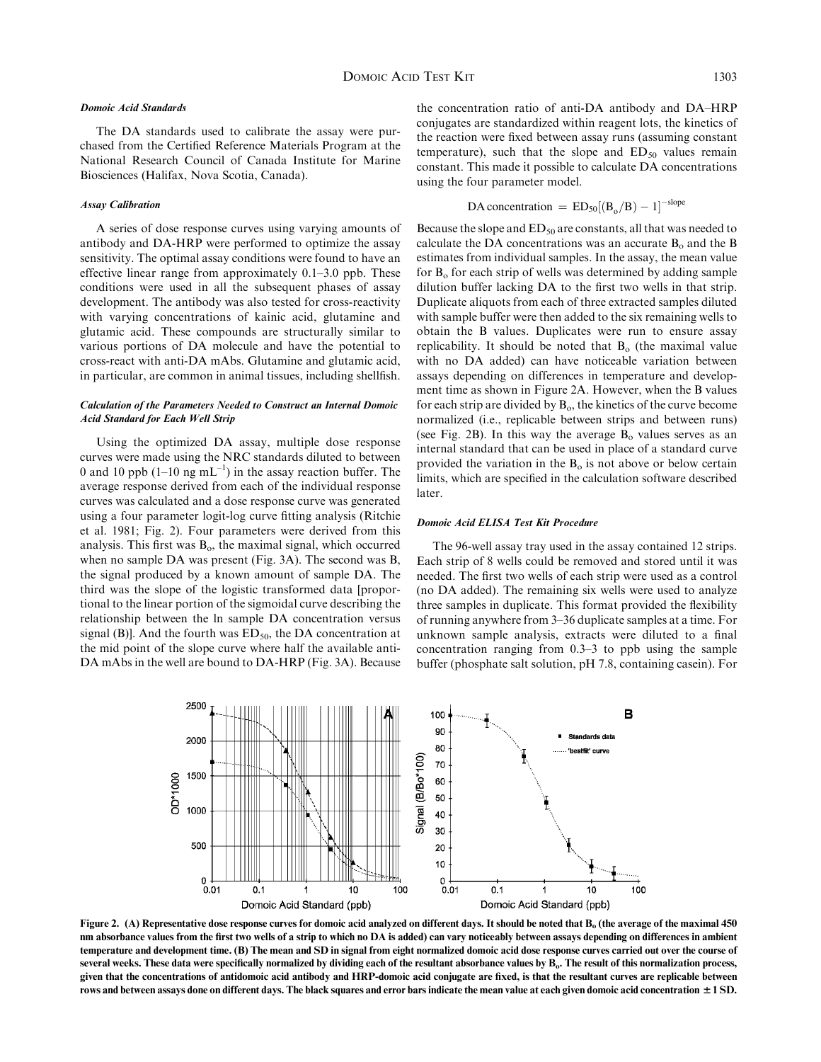#### *Domoic Acid Standards*

The DA standards used to calibrate the assay were purchased from the Certified Reference Materials Program at the National Research Council of Canada Institute for Marine Biosciences (Halifax, Nova Scotia, Canada).

#### *Assay Calibration*

A series of dose response curves using varying amounts of antibody and DA-HRP were performed to optimize the assay sensitivity. The optimal assay conditions were found to have an effective linear range from approximately 0.1–3.0 ppb. These conditions were used in all the subsequent phases of assay development. The antibody was also tested for cross-reactivity with varying concentrations of kainic acid, glutamine and glutamic acid. These compounds are structurally similar to various portions of DA molecule and have the potential to cross-react with anti-DA mAbs. Glutamine and glutamic acid, in particular, are common in animal tissues, including shellfish.

#### *Calculation of the Parameters Needed to Construct an Internal Domoic Acid Standard for Each Well Strip*

Using the optimized DA assay, multiple dose response curves were made using the NRC standards diluted to between 0 and 10 ppb (1–10 ng $mL^{-1}$) in the assay reaction buffer. The average response derived from each of the individual response curves was calculated and a dose response curve was generated using a four parameter logit-log curve fitting analysis (Ritchie et al. 1981; Fig. 2). Four parameters were derived from this analysis. This first was $B_o$, the maximal signal, which occurred when no sample DA was present (Fig. 3A). The second was B, the signal produced by a known amount of sample DA. The third was the slope of the logistic transformed data [proportional to the linear portion of the sigmoidal curve describing the relationship between the ln sample DA concentration versus signal (B)]. And the fourth was $ED_{50}$, the DA concentration at the mid point of the slope curve where half the available anti-DA mAbs in the well are bound to DA-HRP (Fig. 3A). Because the concentration ratio of anti-DA antibody and DA–HRP conjugates are standardized within reagent lots, the kinetics of the reaction were fixed between assay runs (assuming constant temperature), such that the slope and $ED_{50}$ values remain constant. This made it possible to calculate DA concentrations using the four parameter model.

$$\text{DA concentration} = ED_{50}[(B_o/B) - 1]^{-\text{slope}}$$

Because the slope and $ED_{50}$ are constants, all that was needed to calculate the DA concentrations was an accurate $B_o$ and the B estimates from individual samples. In the assay, the mean value for $B_o$ for each strip of wells was determined by adding sample dilution buffer lacking DA to the first two wells in that strip. Duplicate aliquots from each of three extracted samples diluted with sample buffer were then added to the six remaining wells to obtain the B values. Duplicates were run to ensure assay replicability. It should be noted that $B_o$ (the maximal value with no DA added) can have noticeable variation between assays depending on differences in temperature and development time as shown in Figure 2A. However, when the B values for each strip are divided by $B_o$, the kinetics of the curve become normalized (i.e., replicable between strips and between runs) (see Fig. 2B). In this way the average $B_o$ values serves as an internal standard that can be used in place of a standard curve provided the variation in the $B_o$ is not above or below certain limits, which are specified in the calculation software described later.

#### *Domoic Acid ELISA Test Kit Procedure*

The 96-well assay tray used in the assay contained 12 strips. Each strip of 8 wells could be removed and stored until it was needed. The first two wells of each strip were used as a control (no DA added). The remaining six wells were used to analyze three samples in duplicate. This format provided the flexibility of running anywhere from 3–36 duplicate samples at a time. For unknown sample analysis, extracts were diluted to a final concentration ranging from 0.3–3 to ppb using the sample buffer (phosphate salt solution, pH 7.8, containing casein). For

**Figure 2. (A) Representative dose response curves for domoic acid analyzed on different days. It should be noted that $B_o$ (the average of the maximal 450 nm absorbance values from the first two wells of a strip to which no DA is added) can vary noticeably between assays depending on differences in ambient temperature and development time. (B) The mean and SD in signal from eight normalized domoic acid dose response curves carried out over the course of several weeks. These data were specifically normalized by dividing each of the resultant absorbance values by $B_o$. The result of this normalization process, given that the concentrations of antidomoic acid antibody and HRP-domoic acid conjugate are fixed, is that the resultant curves are replicable between rows and between assays done on different days. The black squares and error bars indicate the mean value at each given domoic acid concentration ± 1 SD.**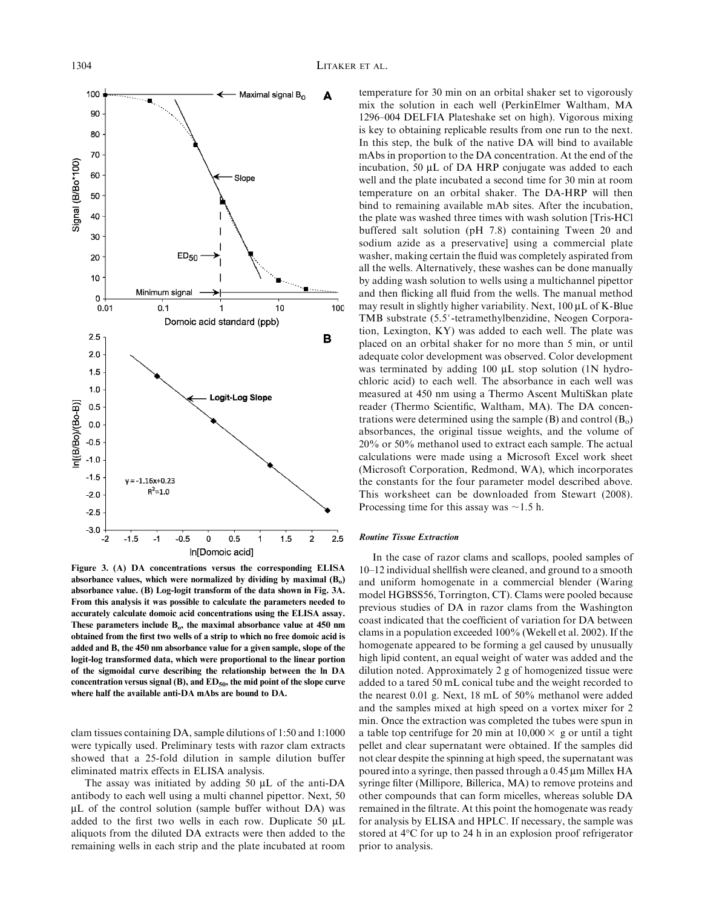Figure 3. (A) DA concentrations versus the corresponding ELISA absorbance values, which were normalized by dividing by maximal ($B_o$) absorbance value. (B) Log-logit transform of the data shown in Fig. 3A. From this analysis it was possible to calculate the parameters needed to accurately calculate domoic acid concentrations using the ELISA assay. These parameters include $B_o$, the maximal absorbance value at 450 nm obtained from the first two wells of a strip to which no free domoic acid is added and B, the 450 nm absorbance value for a given sample, slope of the logit-log transformed data, which were proportional to the linear portion of the sigmoidal curve describing the relationship between the ln DA concentration versus signal (B), and $ED_{50}$, the mid point of the slope curve where half the available anti-DA mAbs are bound to DA.

clam tissues containing DA, sample dilutions of 1:50 and 1:1000 were typically used. Preliminary tests with razor clam extracts showed that a 25-fold dilution in sample dilution buffer eliminated matrix effects in ELISA analysis.

The assay was initiated by adding 50 µL of the anti-DA antibody to each well using a multi channel pipettor. Next, 50 µL of the control solution (sample buffer without DA) was added to the first two wells in each row. Duplicate 50 µL aliquots from the diluted DA extracts were then added to the remaining wells in each strip and the plate incubated at room temperature for 30 min on an orbital shaker set to vigorously mix the solution in each well (PerkinElmer Waltham, MA 1296–004 DELFIA Plateshake set on high). Vigorous mixing is key to obtaining replicable results from one run to the next. In this step, the bulk of the native DA will bind to available mAbs in proportion to the DA concentration. At the end of the incubation, 50 µL of DA HRP conjugate was added to each well and the plate incubated a second time for 30 min at room temperature on an orbital shaker. The DA-HRP will then bind to remaining available mAb sites. After the incubation, the plate was washed three times with wash solution [Tris-HCl buffered salt solution (pH 7.8) containing Tween 20 and sodium azide as a preservative] using a commercial plate washer, making certain the fluid was completely aspirated from all the wells. Alternatively, these washes can be done manually by adding wash solution to wells using a multichannel pipettor and then flicking all fluid from the wells. The manual method may result in slightly higher variability. Next, 100 µL of K-Blue TMB substrate (5.5′-tetramethylbenzidine, Neogen Corporation, Lexington, KY) was added to each well. The plate was placed on an orbital shaker for no more than 5 min, or until adequate color development was observed. Color development was terminated by adding 100 µL stop solution (1N hydrochloric acid) to each well. The absorbance in each well was measured at 450 nm using a Thermo Ascent MultiSkan plate reader (Thermo Scientific, Waltham, MA). The DA concentrations were determined using the sample (B) and control ($B_o$) absorbances, the original tissue weights, and the volume of 20% or 50% methanol used to extract each sample. The actual calculations were made using a Microsoft Excel work sheet (Microsoft Corporation, Redmond, WA), which incorporates the constants for the four parameter model described above. This worksheet can be downloaded from Stewart (2008). Processing time for this assay was ~1.5 h.

### *Routine Tissue Extraction*

In the case of razor clams and scallops, pooled samples of 10–12 individual shellfish were cleaned, and ground to a smooth and uniform homogenate in a commercial blender (Waring model HGBSS56, Torrington, CT). Clams were pooled because previous studies of DA in razor clams from the Washington coast indicated that the coefficient of variation for DA between clams in a population exceeded 100% (Wekell et al. 2002). If the homogenate appeared to be forming a gel caused by unusually high lipid content, an equal weight of water was added and the dilution noted. Approximately 2 g of homogenized tissue were added to a tared 50 mL conical tube and the weight recorded to the nearest 0.01 g. Next, 18 mL of 50% methanol were added and the samples mixed at high speed on a vortex mixer for 2 min. Once the extraction was completed the tubes were spun in a table top centrifuge for 20 min at 10,000 × g or until a tight pellet and clear supernatant were obtained. If the samples did not clear despite the spinning at high speed, the supernatant was poured into a syringe, then passed through a 0.45 µm Millex HA syringe filter (Millipore, Billerica, MA) to remove proteins and other compounds that can form micelles, whereas soluble DA remained in the filtrate. At this point the homogenate was ready for analysis by ELISA and HPLC. If necessary, the sample was stored at 4°C for up to 24 h in an explosion proof refrigerator prior to analysis.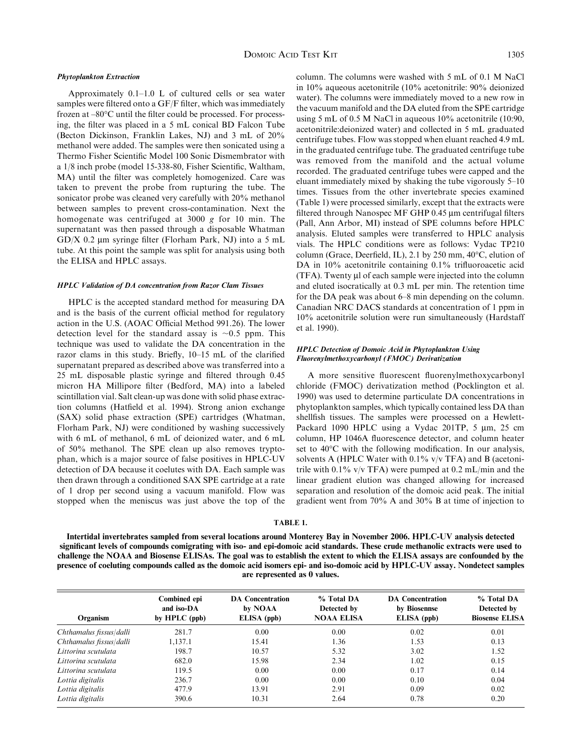#### Phytoplankton Extraction

Approximately 0.1–1.0 L of cultured cells or sea water samples were filtered onto a GF/F filter, which was immediately frozen at –80°C until the filter could be processed. For processing, the filter was placed in a 5 mL conical BD Falcon Tube (Becton Dickinson, Franklin Lakes, NJ) and 3 mL of 20% methanol were added. The samples were then sonicated using a Thermo Fisher Scientific Model 100 Sonic Dismembrator with a 1/8 inch probe (model 15-338-80, Fisher Scientific, Waltham, MA) until the filter was completely homogenized. Care was taken to prevent the probe from rupturing the tube. The sonicator probe was cleaned very carefully with 20% methanol between samples to prevent cross-contamination. Next the homogenate was centrifuged at 3000 *g* for 10 min. The supernatant was then passed through a disposable Whatman GD/X 0.2 μm syringe filter (Florham Park, NJ) into a 5 mL tube. At this point the sample was split for analysis using both the ELISA and HPLC assays.

#### HPLC Validation of DA concentration from Razor Clam Tissues

HPLC is the accepted standard method for measuring DA and is the basis of the current official method for regulatory action in the U.S. (AOAC Official Method 991.26). The lower detection level for the standard assay is ~0.5 ppm. This technique was used to validate the DA concentration in the razor clams in this study. Briefly, 10–15 mL of the clarified supernatant prepared as described above was transferred into a 25 mL disposable plastic syringe and filtered through 0.45 micron HA Millipore filter (Bedford, MA) into a labeled scintillation vial. Salt clean-up was done with solid phase extraction columns (Hatfield et al. 1994). Strong anion exchange (SAX) solid phase extraction (SPE) cartridges (Whatman, Florham Park, NJ) were conditioned by washing successively with 6 mL of methanol, 6 mL of deionized water, and 6 mL of 50% methanol. The SPE clean up also removes tryptophan, which is a major source of false positives in HPLC-UV detection of DA because it coelutes with DA. Each sample was then drawn through a conditioned SAX SPE cartridge at a rate of 1 drop per second using a vacuum manifold. Flow was stopped when the meniscus was just above the top of the column. The columns were washed with 5 mL of 0.1 M NaCl in 10% aqueous acetonitrile (10% acetonitrile: 90% deionized water). The columns were immediately moved to a new row in the vacuum manifold and the DA eluted from the SPE cartridge using 5 mL of 0.5 M NaCl in aqueous 10% acetonitrile (10:90, acetonitrile:deionized water) and collected in 5 mL graduated centrifuge tubes. Flow was stopped when eluant reached 4.9 mL in the graduated centrifuge tube. The graduated centrifuge tube was removed from the manifold and the actual volume recorded. The graduated centrifuge tubes were capped and the eluant immediately mixed by shaking the tube vigorously 5–10 times. Tissues from the other invertebrate species examined (Table 1) were processed similarly, except that the extracts were filtered through Nanospec MF GHP 0.45 μm centrifugal filters (Pall, Ann Arbor, MI) instead of SPE columns before HPLC analysis. Eluted samples were transferred to HPLC analysis vials. The HPLC conditions were as follows: Vydac TP210 column (Grace, Deerfield, IL), 2.1 by 250 mm, 40°C, elution of DA in 10% acetonitrile containing 0.1% trifluoroacetic acid (TFA). Twenty μl of each sample were injected into the column and eluted isocratically at 0.3 mL per min. The retention time for the DA peak was about 6–8 min depending on the column. Canadian NRC DACS standards at concentration of 1 ppm in 10% acetonitrile solution were run simultaneously (Hardstaff et al. 1990).

#### HPLC Detection of Domoic Acid in Phytoplankton Using Fluorenylmethoxycarbonyl (FMOC) Derivatization

A more sensitive fluorescent fluorenylmethoxycarbonyl chloride (FMOC) derivatization method (Pocklington et al. 1990) was used to determine particulate DA concentrations in phytoplankton samples, which typically contained less DA than shellfish tissues. The samples were processed on a Hewlett-Packard 1090 HPLC using a Vydac 201TP, 5 μm, 25 cm column, HP 1046A fluorescence detector, and column heater set to 40°C with the following modification. In our analysis, solvents A (HPLC Water with 0.1% v/v TFA) and B (acetonitrile with 0.1% v/v TFA) were pumped at 0.2 mL/min and the linear gradient elution was changed allowing for increased separation and resolution of the domoic acid peak. The initial gradient went from 70% A and 30% B at time of injection to

**TABLE 1.**

**Intertidal invertebrates sampled from several locations around Monterey Bay in November 2006. HPLC-UV analysis detected significant levels of compounds comigrating with iso- and epi-domoic acid standards. These crude methanolic extracts were used to challenge the NOAA and Biosense ELISAs. The goal was to establish the extent to which the ELISA assays are confounded by the presence of coeluting compounds called as the domoic acid isomers epi- and iso-domoic acid by HPLC-UV assay. Nondetect samples are represented as 0 values.**

| Organism | Combined epi and iso-DA by HPLC (ppb) | DA Concentration by NOAA ELISA (ppb) | % Total DA Detected by NOAA ELISA | DA Concentration by Biosennse ELISA (ppb) | % Total DA Detected by Biosense ELISA |
|---|---|---|---|---|---|
| *Chthamalus fissus/dalli* | 281.7 | 0.00 | 0.00 | 0.02 | 0.01 |
| *Chthamalus fissus/dalli* | 1,137.1 | 15.41 | 1.36 | 1.53 | 0.13 |
| *Littorina scutulata* | 198.7 | 10.57 | 5.32 | 3.02 | 1.52 |
| *Littorina scutulata* | 682.0 | 15.98 | 2.34 | 1.02 | 0.15 |
| *Littorina scutulata* | 119.5 | 0.00 | 0.00 | 0.17 | 0.14 |
| *Lottia digitalis* | 236.7 | 0.00 | 0.00 | 0.10 | 0.04 |
| *Lottia digitalis* | 477.9 | 13.91 | 2.91 | 0.09 | 0.02 |
| *Lottia digitalis* | 390.6 | 10.31 | 2.64 | 0.78 | 0.20 |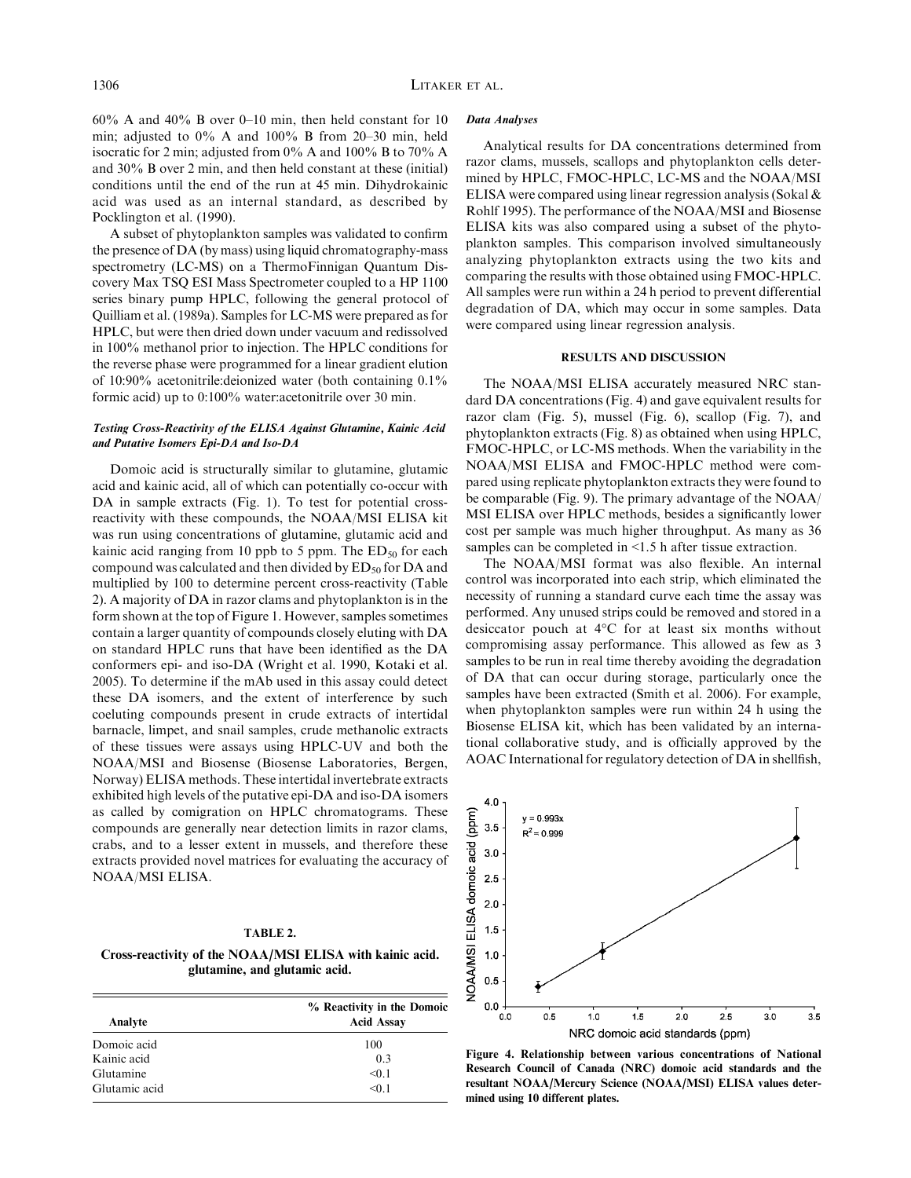60% A and 40% B over 0–10 min, then held constant for 10 min; adjusted to 0% A and 100% B from 20–30 min, held isocratic for 2 min; adjusted from 0% A and 100% B to 70% A and 30% B over 2 min, and then held constant at these (initial) conditions until the end of the run at 45 min. Dihydrokainic acid was used as an internal standard, as described by Pocklington et al. (1990).

A subset of phytoplankton samples was validated to confirm the presence of DA (by mass) using liquid chromatography-mass spectrometry (LC-MS) on a ThermoFinnigan Quantum Discovery Max TSQ ESI Mass Spectrometer coupled to a HP 1100 series binary pump HPLC, following the general protocol of Quilliam et al. (1989a). Samples for LC-MS were prepared as for HPLC, but were then dried down under vacuum and redissolved in 100% methanol prior to injection. The HPLC conditions for the reverse phase were programmed for a linear gradient elution of 10:90% acetonitrile:deionized water (both containing 0.1% formic acid) up to 0:100% water:acetonitrile over 30 min.

#### *Testing Cross-Reactivity of the ELISA Against Glutamine, Kainic Acid and Putative Isomers Epi-DA and Iso-DA*

Domoic acid is structurally similar to glutamine, glutamic acid and kainic acid, all of which can potentially co-occur with DA in sample extracts (Fig. 1). To test for potential cross-reactivity with these compounds, the NOAA/MSI ELISA kit was run using concentrations of glutamine, glutamic acid and kainic acid ranging from 10 ppb to 5 ppm. The $ED_{50}$ for each compound was calculated and then divided by $ED_{50}$ for DA and multiplied by 100 to determine percent cross-reactivity (Table 2). A majority of DA in razor clams and phytoplankton is in the form shown at the top of Figure 1. However, samples sometimes contain a larger quantity of compounds closely eluting with DA on standard HPLC runs that have been identified as the DA conformers epi- and iso-DA (Wright et al. 1990, Kotaki et al. 2005). To determine if the mAb used in this assay could detect these DA isomers, and the extent of interference by such coeluting compounds present in crude extracts of intertidal barnacle, limpet, and snail samples, crude methanolic extracts of these tissues were assays using HPLC-UV and both the NOAA/MSI and Biosense (Biosense Laboratories, Bergen, Norway) ELISA methods. These intertidal invertebrate extracts exhibited high levels of the putative epi-DA and iso-DA isomers as called by comigration on HPLC chromatograms. These compounds are generally near detection limits in razor clams, crabs, and to a lesser extent in mussels, and therefore these extracts provided novel matrices for evaluating the accuracy of NOAA/MSI ELISA.

**TABLE 2.**

**Cross-reactivity of the NOAA/MSI ELISA with kainic acid. glutamine, and glutamic acid.**

| Analyte | % Reactivity in the Domoic Acid Assay |
|---|---|
| Domoic acid | 100 |
| Kainic acid | 0.3 |
| Glutamine | <0.1 |
| Glutamic acid | <0.1 |

#### *Data Analyses*

Analytical results for DA concentrations determined from razor clams, mussels, scallops and phytoplankton cells determined by HPLC, FMOC-HPLC, LC-MS and the NOAA/MSI ELISA were compared using linear regression analysis (Sokal & Rohlf 1995). The performance of the NOAA/MSI and Biosense ELISA kits was also compared using a subset of the phytoplankton samples. This comparison involved simultaneously analyzing phytoplankton extracts using the two kits and comparing the results with those obtained using FMOC-HPLC. All samples were run within a 24 h period to prevent differential degradation of DA, which may occur in some samples. Data were compared using linear regression analysis.

## RESULTS AND DISCUSSION

The NOAA/MSI ELISA accurately measured NRC standard DA concentrations (Fig. 4) and gave equivalent results for razor clam (Fig. 5), mussel (Fig. 6), scallop (Fig. 7), and phytoplankton extracts (Fig. 8) as obtained when using HPLC, FMOC-HPLC, or LC-MS methods. When the variability in the NOAA/MSI ELISA and FMOC-HPLC method were compared using replicate phytoplankton extracts they were found to be comparable (Fig. 9). The primary advantage of the NOAA/MSI ELISA over HPLC methods, besides a significantly lower cost per sample was much higher throughput. As many as 36 samples can be completed in <1.5 h after tissue extraction.

The NOAA/MSI format was also flexible. An internal control was incorporated into each strip, which eliminated the necessity of running a standard curve each time the assay was performed. Any unused strips could be removed and stored in a desiccator pouch at 4°C for at least six months without compromising assay performance. This allowed as few as 3 samples to be run in real time thereby avoiding the degradation of DA that can occur during storage, particularly once the samples have been extracted (Smith et al. 2006). For example, when phytoplankton samples were run within 24 h using the Biosense ELISA kit, which has been validated by an international collaborative study, and is officially approved by the AOAC International for regulatory detection of DA in shellfish,

**Figure 4. Relationship between various concentrations of National Research Council of Canada (NRC) domoic acid standards and the resultant NOAA/Mercury Science (NOAA/MSI) ELISA values determined using 10 different plates.**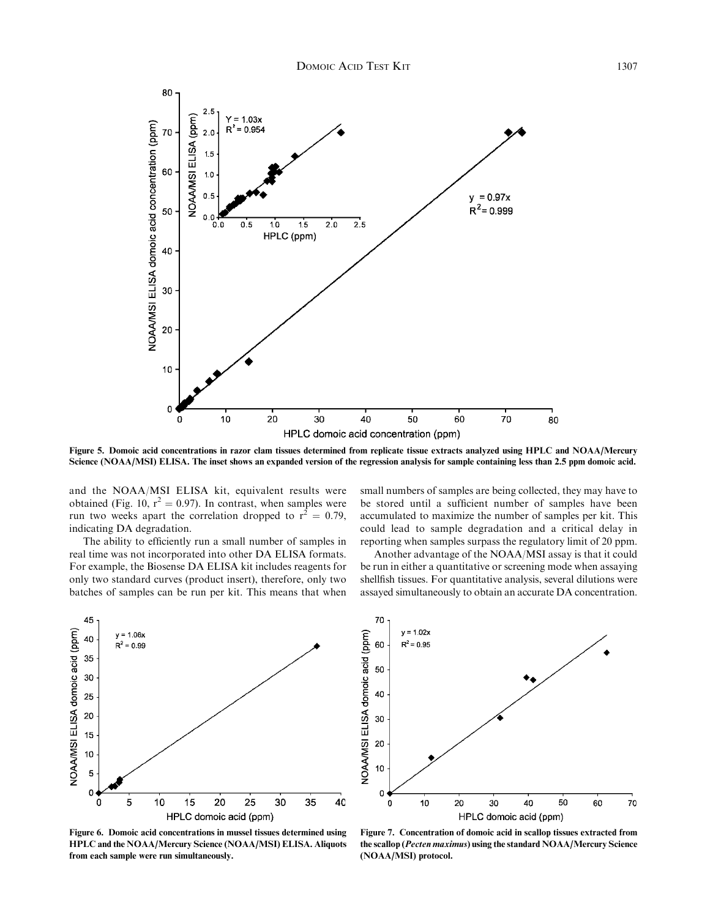Figure 5. Domoic acid concentrations in razor clam tissues determined from replicate tissue extracts analyzed using HPLC and NOAA/Mercury Science (NOAA/MSI) ELISA. The inset shows an expanded version of the regression analysis for sample containing less than 2.5 ppm domoic acid.

and the NOAA/MSI ELISA kit, equivalent results were obtained (Fig. 10, $r^2 = 0.97$). In contrast, when samples were run two weeks apart the correlation dropped to $r^2 = 0.79$, indicating DA degradation.

The ability to efficiently run a small number of samples in real time was not incorporated into other DA ELISA formats. For example, the Biosense DA ELISA kit includes reagents for only two standard curves (product insert), therefore, only two batches of samples can be run per kit. This means that when small numbers of samples are being collected, they may have to be stored until a sufficient number of samples have been accumulated to maximize the number of samples per kit. This could lead to sample degradation and a critical delay in reporting when samples surpass the regulatory limit of 20 ppm.

Another advantage of the NOAA/MSI assay is that it could be run in either a quantitative or screening mode when assaying shellfish tissues. For quantitative analysis, several dilutions were assayed simultaneously to obtain an accurate DA concentration.

Figure 6. Domoic acid concentrations in mussel tissues determined using HPLC and the NOAA/Mercury Science (NOAA/MSI) ELISA. Aliquots from each sample were run simultaneously.

Figure 7. Concentration of domoic acid in scallop tissues extracted from the scallop (*Pecten maximus*) using the standard NOAA/Mercury Science (NOAA/MSI) protocol.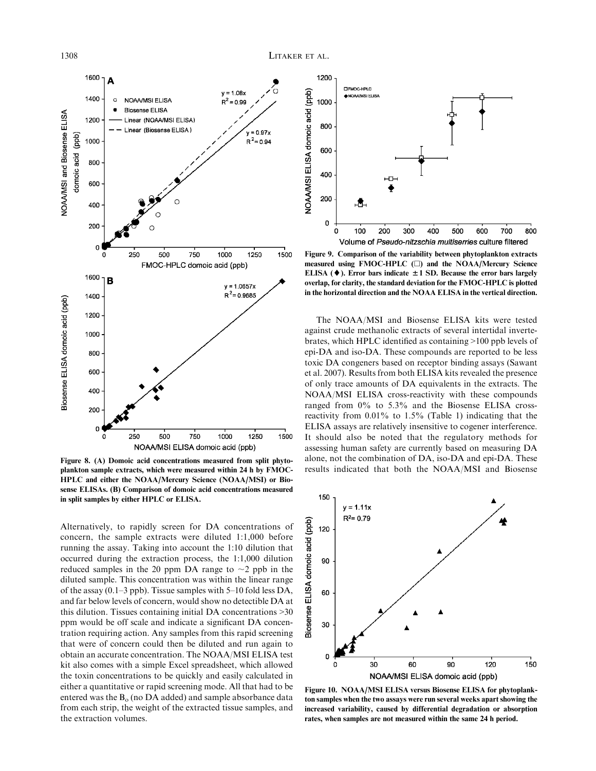Figure 8. (A) Domoic acid concentrations measured from split phytoplankton sample extracts, which were measured within 24 h by FMOC-HPLC and either the NOAA/Mercury Science (NOAA/MSI) or Biosense ELISAs. (B) Comparison of domoic acid concentrations measured in split samples by either HPLC or ELISA.

Alternatively, to rapidly screen for DA concentrations of concern, the sample extracts were diluted 1:1,000 before running the assay. Taking into account the 1:10 dilution that occurred during the extraction process, the 1:1,000 dilution reduced samples in the 20 ppm DA range to ~2 ppb in the diluted sample. This concentration was within the linear range of the assay (0.1–3 ppb). Tissue samples with 5–10 fold less DA, and far below levels of concern, would show no detectible DA at this dilution. Tissues containing initial DA concentrations >30 ppm would be off scale and indicate a significant DA concentration requiring action. Any samples from this rapid screening that were of concern could then be diluted and run again to obtain an accurate concentration. The NOAA/MSI ELISA test kit also comes with a simple Excel spreadsheet, which allowed the toxin concentrations to be quickly and easily calculated in either a quantitative or rapid screening mode. All that had to be entered was the $B_o$ (no DA added) and sample absorbance data from each strip, the weight of the extracted tissue samples, and the extraction volumes.

Figure 9. Comparison of the variability between phytoplankton extracts measured using FMOC-HPLC (□) and the NOAA/Mercury Science ELISA (♦). Error bars indicate ±1 SD. Because the error bars largely overlap, for clarity, the standard deviation for the FMOC-HPLC is plotted in the horizontal direction and the NOAA ELISA in the vertical direction.

The NOAA/MSI and Biosense ELISA kits were tested against crude methanolic extracts of several intertidal invertebrates, which HPLC identified as containing >100 ppb levels of epi-DA and iso-DA. These compounds are reported to be less toxic DA congeners based on receptor binding assays (Sawant et al. 2007). Results from both ELISA kits revealed the presence of only trace amounts of DA equivalents in the extracts. The NOAA/MSI ELISA cross-reactivity with these compounds ranged from 0% to 5.3% and the Biosense ELISA cross-reactivity from 0.01% to 1.5% (Table 1) indicating that the ELISA assays are relatively insensitive to cogener interference. It should also be noted that the regulatory methods for assessing human safety are currently based on measuring DA alone, not the combination of DA, iso-DA and epi-DA. These results indicated that both the NOAA/MSI and Biosense

Figure 10. NOAA/MSI ELISA versus Biosense ELISA for phytoplankton samples when the two assays were run several weeks apart showing the increased variability, caused by differential degradation or absorption rates, when samples are not measured within the same 24 h period.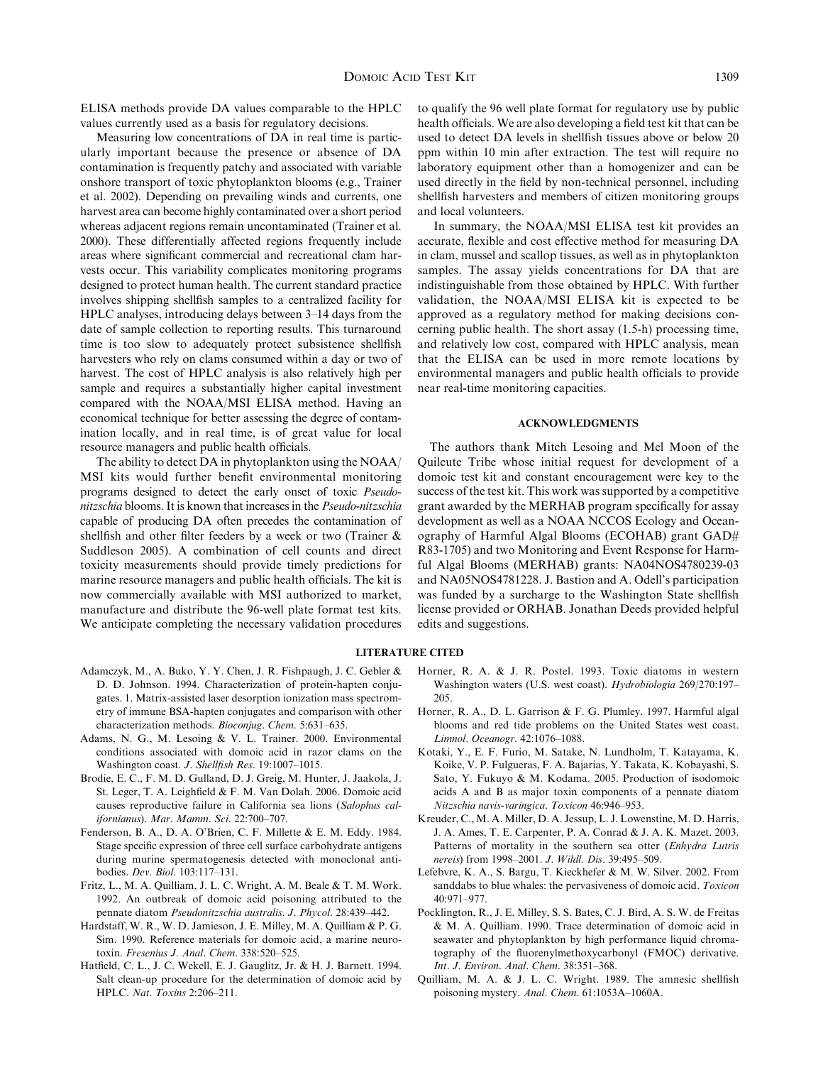ELISA methods provide DA values comparable to the HPLC values currently used as a basis for regulatory decisions.

Measuring low concentrations of DA in real time is particularly important because the presence or absence of DA contamination is frequently patchy and associated with variable onshore transport of toxic phytoplankton blooms (e.g., Trainer et al. 2002). Depending on prevailing winds and currents, one harvest area can become highly contaminated over a short period whereas adjacent regions remain uncontaminated (Trainer et al. 2000). These differentially affected regions frequently include areas where significant commercial and recreational clam harvests occur. This variability complicates monitoring programs designed to protect human health. The current standard practice involves shipping shellfish samples to a centralized facility for HPLC analyses, introducing delays between 3–14 days from the date of sample collection to reporting results. This turnaround time is too slow to adequately protect subsistence shellfish harvesters who rely on clams consumed within a day or two of harvest. The cost of HPLC analysis is also relatively high per sample and requires a substantially higher capital investment compared with the NOAA/MSI ELISA method. Having an economical technique for better assessing the degree of contamination locally, and in real time, is of great value for local resource managers and public health officials.

The ability to detect DA in phytoplankton using the NOAA/MSI kits would further benefit environmental monitoring programs designed to detect the early onset of toxic *Pseudo-nitzschia* blooms. It is known that increases in the *Pseudo-nitzschia* capable of producing DA often precedes the contamination of shellfish and other filter feeders by a week or two (Trainer & Suddleson 2005). A combination of cell counts and direct toxicity measurements should provide timely predictions for marine resource managers and public health officials. The kit is now commercially available with MSI authorized to market, manufacture and distribute the 96-well plate format test kits. We anticipate completing the necessary validation procedures to qualify the 96 well plate format for regulatory use by public health officials. We are also developing a field test kit that can be used to detect DA levels in shellfish tissues above or below 20 ppm within 10 min after extraction. The test will require no laboratory equipment other than a homogenizer and can be used directly in the field by non-technical personnel, including shellfish harvesters and members of citizen monitoring groups and local volunteers.

In summary, the NOAA/MSI ELISA test kit provides an accurate, flexible and cost effective method for measuring DA in clam, mussel and scallop tissues, as well as in phytoplankton samples. The assay yields concentrations for DA that are indistinguishable from those obtained by HPLC. With further validation, the NOAA/MSI ELISA kit is expected to be approved as a regulatory method for making decisions concerning public health. The short assay (1.5-h) processing time, and relatively low cost, compared with HPLC analysis, mean that the ELISA can be used in more remote locations by environmental managers and public health officials to provide near real-time monitoring capacities.

## ACKNOWLEDGMENTS

The authors thank Mitch Lesoing and Mel Moon of the Quileute Tribe whose initial request for development of a domoic test kit and constant encouragement were key to the success of the test kit. This work was supported by a competitive grant awarded by the MERHAB program specifically for assay development as well as a NOAA NCCOS Ecology and Oceanography of Harmful Algal Blooms (ECOHAB) grant GAD# R83-1705) and two Monitoring and Event Response for Harmful Algal Blooms (MERHAB) grants: NA04NOS4780239-03 and NA05NOS4781228. J. Bastion and A. Odell's participation was funded by a surcharge to the Washington State shellfish license provided or ORHAB. Jonathan Deeds provided helpful edits and suggestions.

## LITERATURE CITED

Adamczyk, M., A. Buko, Y. Y. Chen, J. R. Fishpaugh, J. C. Gebler & D. D. Johnson. 1994. Characterization of protein-hapten conjugates. 1. Matrix-assisted laser desorption ionization mass spectrometry of immune BSA-hapten conjugates and comparison with other characterization methods. *Bioconjug. Chem.* 5:631–635.

Adams, N. G., M. Lesoing & V. L. Trainer. 2000. Environmental conditions associated with domoic acid in razor clams on the Washington coast. *J. Shellfish Res.* 19:1007–1015.

Brodie, E. C., F. M. D. Gulland, D. J. Greig, M. Hunter, J. Jaakola, J. St. Leger, T. A. Leighfield & F. M. Van Dolah. 2006. Domoic acid causes reproductive failure in California sea lions (*Salophus californianus*). *Mar. Mamm. Sci.* 22:700–707.

Fenderson, B. A., D. A. O'Brien, C. F. Millette & E. M. Eddy. 1984. Stage specific expression of three cell surface carbohydrate antigens during murine spermatogenesis detected with monoclonal antibodies. *Dev. Biol.* 103:117–131.

Fritz, L., M. A. Quilliam, J. L. C. Wright, A. M. Beale & T. M. Work. 1992. An outbreak of domoic acid poisoning attributed to the pennate diatom *Pseudonitzschia australis*. *J. Phycol.* 28:439–442.

Hardstaff, W. R., W. D. Jamieson, J. E. Milley, M. A. Quilliam & P. G. Sim. 1990. Reference materials for domoic acid, a marine neurotoxin. *Fresenius J. Anal. Chem.* 338:520–525.

Hatfield, C. L., J. C. Wekell, E. J. Gauglitz, Jr. & H. J. Barnett. 1994. Salt clean-up procedure for the determination of domoic acid by HPLC. *Nat. Toxins* 2:206–211.

Horner, R. A. & J. R. Postel. 1993. Toxic diatoms in western Washington waters (U.S. west coast). *Hydrobiologia* 269/270:197–205.

Horner, R. A., D. L. Garrison & F. G. Plumley. 1997. Harmful algal blooms and red tide problems on the United States west coast. *Limnol. Oceanogr.* 42:1076–1088.

Kotaki, Y., E. F. Furio, M. Satake, N. Lundholm, T. Katayama, K. Koike, V. P. Fulgueras, F. A. Bajarias, Y. Takata, K. Kobayashi, S. Sato, Y. Fukuyo & M. Kodama. 2005. Production of isodomoic acids A and B as major toxin components of a pennate diatom *Nitzschia navis-varingica*. *Toxicon* 46:946–953.

Kreuder, C., M. A. Miller, D. A. Jessup, L. J. Lowenstine, M. D. Harris, J. A. Ames, T. E. Carpenter, P. A. Conrad & J. A. K. Mazet. 2003. Patterns of mortality in the southern sea otter (*Enhydra Lutris nereis*) from 1998–2001. *J. Wildl. Dis.* 39:495–509.

Lefebvre, K. A., S. Bargu, T. Kieckhefer & M. W. Silver. 2002. From sanddabs to blue whales: the pervasiveness of domoic acid. *Toxicon* 40:971–977.

Pocklington, R., J. E. Milley, S. S. Bates, C. J. Bird, A. S. W. de Freitas & M. A. Quilliam. 1990. Trace determination of domoic acid in seawater and phytoplankton by high performance liquid chromatography of the fluorenylmethoxycarbonyl (FMOC) derivative. *Int. J. Environ. Anal. Chem.* 38:351–368.

Quilliam, M. A. & J. L. C. Wright. 1989. The amnesic shellfish poisoning mystery. *Anal. Chem.* 61:1053A–1060A.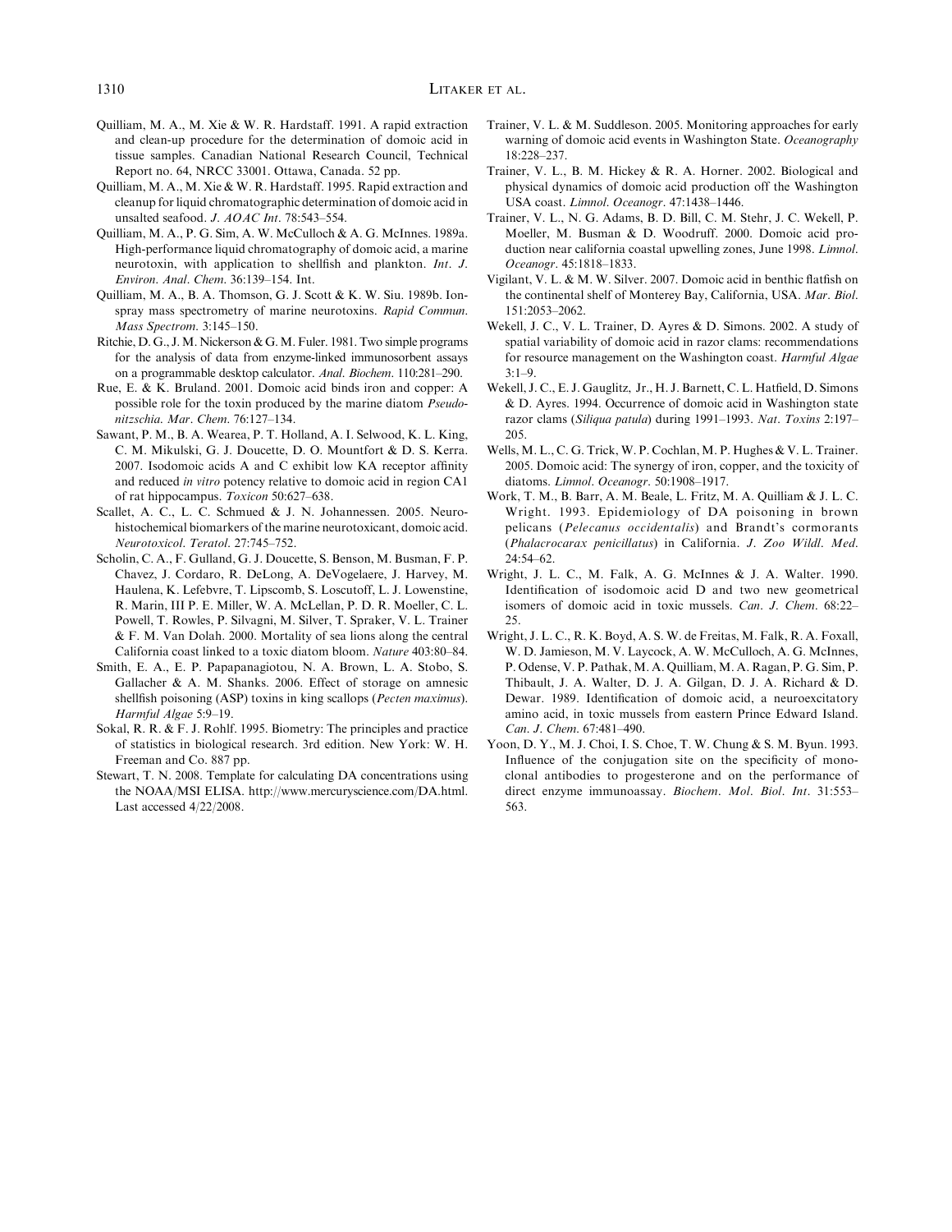Quilliam, M. A., M. Xie & W. R. Hardstaff. 1991. A rapid extraction and clean-up procedure for the determination of domoic acid in tissue samples. Canadian National Research Council, Technical Report no. 64, NRCC 33001. Ottawa, Canada. 52 pp.

Quilliam, M. A., M. Xie & W. R. Hardstaff. 1995. Rapid extraction and cleanup for liquid chromatographic determination of domoic acid in unsalted seafood. *J. AOAC Int*. 78:543–554.

Quilliam, M. A., P. G. Sim, A. W. McCulloch & A. G. McInnes. 1989a. High-performance liquid chromatography of domoic acid, a marine neurotoxin, with application to shellfish and plankton. *Int. J. Environ. Anal. Chem*. 36:139–154. Int.

Quilliam, M. A., B. A. Thomson, G. J. Scott & K. W. Siu. 1989b. Ion-spray mass spectrometry of marine neurotoxins. *Rapid Commun. Mass Spectrom*. 3:145–150.

Ritchie, D. G., J. M. Nickerson & G. M. Fuler. 1981. Two simple programs for the analysis of data from enzyme-linked immunosorbent assays on a programmable desktop calculator. *Anal. Biochem*. 110:281–290.

Rue, E. & K. Bruland. 2001. Domoic acid binds iron and copper: A possible role for the toxin produced by the marine diatom *Pseudo-nitzschia*. *Mar. Chem*. 76:127–134.

Sawant, P. M., B. A. Wearea, P. T. Holland, A. I. Selwood, K. L. King, C. M. Mikulski, G. J. Doucette, D. O. Mountfort & D. S. Kerra. 2007. Isodomoic acids A and C exhibit low KA receptor affinity and reduced *in vitro* potency relative to domoic acid in region CA1 of rat hippocampus. *Toxicon* 50:627–638.

Scallet, A. C., L. C. Schmued & J. N. Johannessen. 2005. Neurohistochemical biomarkers of the marine neurotoxicant, domoic acid. *Neurotoxicol. Teratol*. 27:745–752.

Scholin, C. A., F. Gulland, G. J. Doucette, S. Benson, M. Busman, F. P. Chavez, J. Cordaro, R. DeLong, A. DeVogelaere, J. Harvey, M. Haulena, K. Lefebvre, T. Lipscomb, S. Loscutoff, L. J. Lowenstine, R. Marin, III P. E. Miller, W. A. McLellan, P. D. R. Moeller, C. L. Powell, T. Rowles, P. Silvagni, M. Silver, T. Spraker, V. L. Trainer & F. M. Van Dolah. 2000. Mortality of sea lions along the central California coast linked to a toxic diatom bloom. *Nature* 403:80–84.

Smith, E. A., E. P. Papapanagiotou, N. A. Brown, L. A. Stobo, S. Gallacher & A. M. Shanks. 2006. Effect of storage on amnesic shellfish poisoning (ASP) toxins in king scallops (*Pecten maximus*). *Harmful Algae* 5:9–19.

Sokal, R. R. & F. J. Rohlf. 1995. Biometry: The principles and practice of statistics in biological research. 3rd edition. New York: W. H. Freeman and Co. 887 pp.

Stewart, T. N. 2008. Template for calculating DA concentrations using the NOAA/MSI ELISA. http://www.mercuryscience.com/DA.html. Last accessed 4/22/2008.

Trainer, V. L. & M. Suddleson. 2005. Monitoring approaches for early warning of domoic acid events in Washington State. *Oceanography* 18:228–237.

Trainer, V. L., B. M. Hickey & R. A. Horner. 2002. Biological and physical dynamics of domoic acid production off the Washington USA coast. *Limnol. Oceanogr*. 47:1438–1446.

Trainer, V. L., N. G. Adams, B. D. Bill, C. M. Stehr, J. C. Wekell, P. Moeller, M. Busman & D. Woodruff. 2000. Domoic acid production near california coastal upwelling zones, June 1998. *Limnol. Oceanogr*. 45:1818–1833.

Vigilant, V. L. & M. W. Silver. 2007. Domoic acid in benthic flatfish on the continental shelf of Monterey Bay, California, USA. *Mar. Biol*. 151:2053–2062.

Wekell, J. C., V. L. Trainer, D. Ayres & D. Simons. 2002. A study of spatial variability of domoic acid in razor clams: recommendations for resource management on the Washington coast. *Harmful Algae* 3:1–9.

Wekell, J. C., E. J. Gauglitz, Jr., H. J. Barnett, C. L. Hatfield, D. Simons & D. Ayres. 1994. Occurrence of domoic acid in Washington state razor clams (*Siliqua patula*) during 1991–1993. *Nat. Toxins* 2:197–205.

Wells, M. L., C. G. Trick, W. P. Cochlan, M. P. Hughes & V. L. Trainer. 2005. Domoic acid: The synergy of iron, copper, and the toxicity of diatoms. *Limnol. Oceanogr*. 50:1908–1917.

Work, T. M., B. Barr, A. M. Beale, L. Fritz, M. A. Quilliam & J. L. C. Wright. 1993. Epidemiology of DA poisoning in brown pelicans (*Pelecanus occidentalis*) and Brandt's cormorants (*Phalacrocarax penicillatus*) in California. *J. Zoo Wildl. Med*. 24:54–62.

Wright, J. L. C., M. Falk, A. G. McInnes & J. A. Walter. 1990. Identification of isodomoic acid D and two new geometrical isomers of domoic acid in toxic mussels. *Can. J. Chem*. 68:22–25.

Wright, J. L. C., R. K. Boyd, A. S. W. de Freitas, M. Falk, R. A. Foxall, W. D. Jamieson, M. V. Laycock, A. W. McCulloch, A. G. McInnes, P. Odense, V. P. Pathak, M. A. Quilliam, M. A. Ragan, P. G. Sim, P. Thibault, J. A. Walter, D. J. A. Gilgan, D. J. A. Richard & D. Dewar. 1989. Identification of domoic acid, a neuroexcitatory amino acid, in toxic mussels from eastern Prince Edward Island. *Can. J. Chem*. 67:481–490.

Yoon, D. Y., M. J. Choi, I. S. Choe, T. W. Chung & S. M. Byun. 1993. Influence of the conjugation site on the specificity of monoclonal antibodies to progesterone and on the performance of direct enzyme immunoassay. *Biochem. Mol. Biol. Int*. 31:553–563.